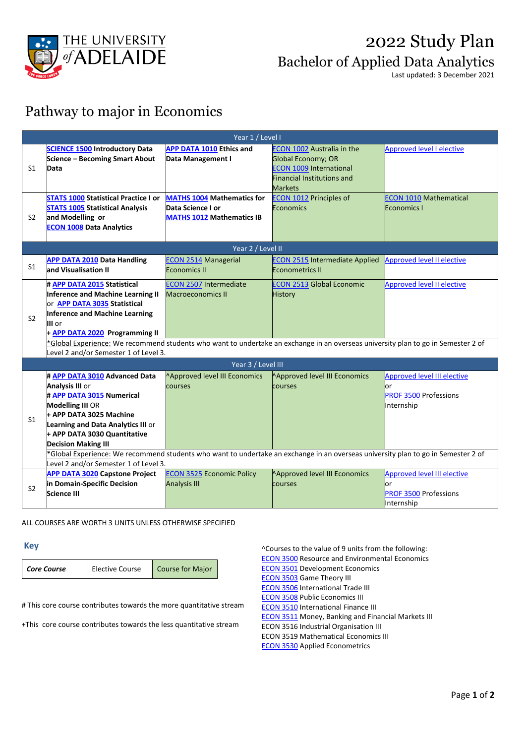# 2022 Study Plan

## Bachelor of Applied Data Analytics

Last updated: 3 December 2021

## Pathway to major in Economics

| | | | | |
|---|---|---|---|---|
| **Year 1 / Level I** | | | | |
| S1 | **SCIENCE 1500 Introductory Data Science – Becoming Smart About Data** | **APP DATA 1010 Ethics and Data Management I** | ECON 1002 Australia in the Global Economy; OR ECON 1009 International Financial Institutions and Markets | Approved level I elective |
| S2 | **STATS 1000 Statistical Practice I or STATS 1005 Statistical Analysis and Modelling or ECON 1008 Data Analytics** | **MATHS 1004 Mathematics for Data Science I or MATHS 1012 Mathematics IB** | ECON 1012 Principles of Economics | ECON 1010 Mathematical Economics I |
| **Year 2 / Level II** | | | | |
| S1 | **APP DATA 2010 Data Handling and Visualisation II** | ECON 2514 Managerial Economics II | ECON 2515 Intermediate Applied Econometrics II | Approved level II elective |
| S2 | **# APP DATA 2015 Statistical Inference and Machine Learning II** or **APP DATA 3035 Statistical Inference and Machine Learning III** or **+ APP DATA 2020 Programming II** | ECON 2507 Intermediate Macroeconomics II | ECON 2513 Global Economic History | Approved level II elective |
| | *Global Experience: We recommend students who want to undertake an exchange in an overseas university plan to go in Semester 2 of Level 2 and/or Semester 1 of Level 3. | | | |
| **Year 3 / Level III** | | | | |
| S1 | **# APP DATA 3010 Advanced Data Analysis III** or **# APP DATA 3015 Numerical Modelling III** OR **+ APP DATA 3025 Machine Learning and Data Analytics III** or **+ APP DATA 3030 Quantitative Decision Making III** | ^Approved level III Economics courses | ^Approved level III Economics courses | Approved level III elective or PROF 3500 Professions Internship |
| | *Global Experience: We recommend students who want to undertake an exchange in an overseas university plan to go in Semester 2 of Level 2 and/or Semester 1 of Level 3. | | | |
| S2 | **APP DATA 3020 Capstone Project in Domain-Specific Decision Science III** | ECON 3525 Economic Policy Analysis III | ^Approved level III Economics courses | Approved level III elective or PROF 3500 Professions Internship |

ALL COURSES ARE WORTH 3 UNITS UNLESS OTHERWISE SPECIFIED

### Key

| ***Core Course*** | Elective Course | Course for Major |
|---|---|---|

# This core course contributes towards the more quantitative stream

+This core course contributes towards the less quantitative stream

^Courses to the value of 9 units from the following:
ECON 3500 Resource and Environmental Economics
ECON 3501 Development Economics
ECON 3503 Game Theory III
ECON 3506 International Trade III
ECON 3508 Public Economics III
ECON 3510 International Finance III
ECON 3511 Money, Banking and Financial Markets III
ECON 3516 Industrial Organisation III
ECON 3519 Mathematical Economics III
ECON 3530 Applied Econometrics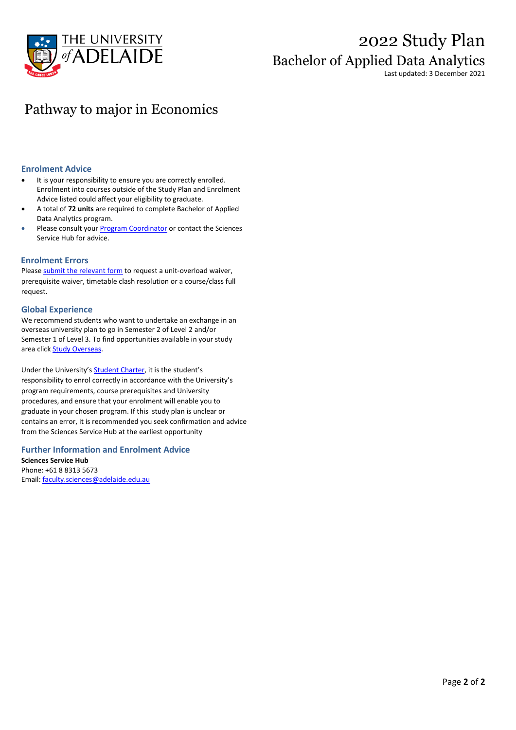# 2022 Study Plan

## Bachelor of Applied Data Analytics

Last updated: 3 December 2021

# Pathway to major in Economics

### Enrolment Advice

- It is your responsibility to ensure you are correctly enrolled. Enrolment into courses outside of the Study Plan and Enrolment Advice listed could affect your eligibility to graduate.
- A total of **72 units** are required to complete Bachelor of Applied Data Analytics program.
- Please consult your Program Coordinator or contact the Sciences Service Hub for advice.

### Enrolment Errors

Please submit the relevant form to request a unit-overload waiver, prerequisite waiver, timetable clash resolution or a course/class full request.

### Global Experience

We recommend students who want to undertake an exchange in an overseas university plan to go in Semester 2 of Level 2 and/or Semester 1 of Level 3. To find opportunities available in your study area click Study Overseas.

Under the University's Student Charter, it is the student's responsibility to enrol correctly in accordance with the University's program requirements, course prerequisites and University procedures, and ensure that your enrolment will enable you to graduate in your chosen program. If this study plan is unclear or contains an error, it is recommended you seek confirmation and advice from the Sciences Service Hub at the earliest opportunity

### Further Information and Enrolment Advice

**Sciences Service Hub**
Phone: +61 8 8313 5673
Email: faculty.sciences@adelaide.edu.au